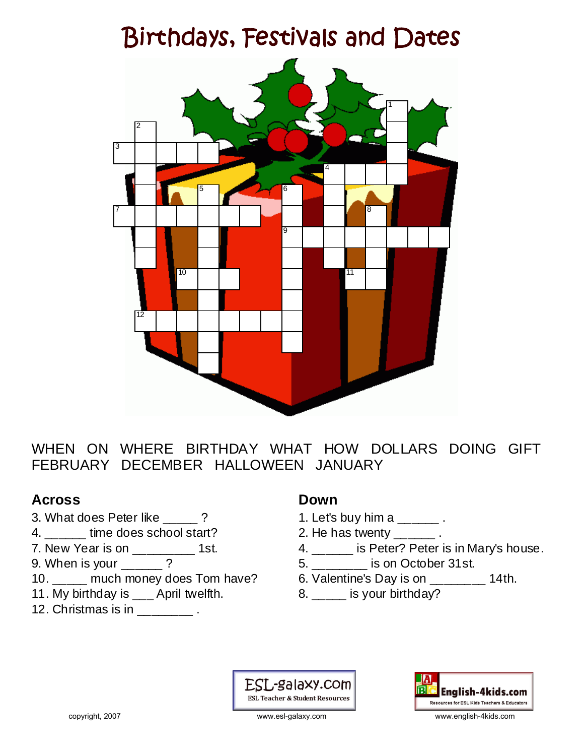# Birthdays, Festivals and Dates

WHEN ON WHERE BIRTHDAY WHAT HOW DOLLARS DOING GIFT FEBRUARY DECEMBER HALLOWEEN JANUARY

## Across

3. What does Peter like _____ ?
4. ______ time does school start?
7. New Year is on _________ 1st.
9. When is your ______ ?
10. _____ much money does Tom have?
11. My birthday is ___ April twelfth.
12. Christmas is in ________ .

## Down

1. Let's buy him a ______ .
2. He has twenty ______ .
4. ______ is Peter? Peter is in Mary's house.
5. ________ is on October 31st.
6. Valentine's Day is on ________ 14th.
8. _____ is your birthday?

copyright, 2007

ESL-galaxy.com ESL Teacher & Student Resources www.esl-galaxy.com

English-4kids.com Resources for ESL Kids Teachers & Educators www.english-4kids.com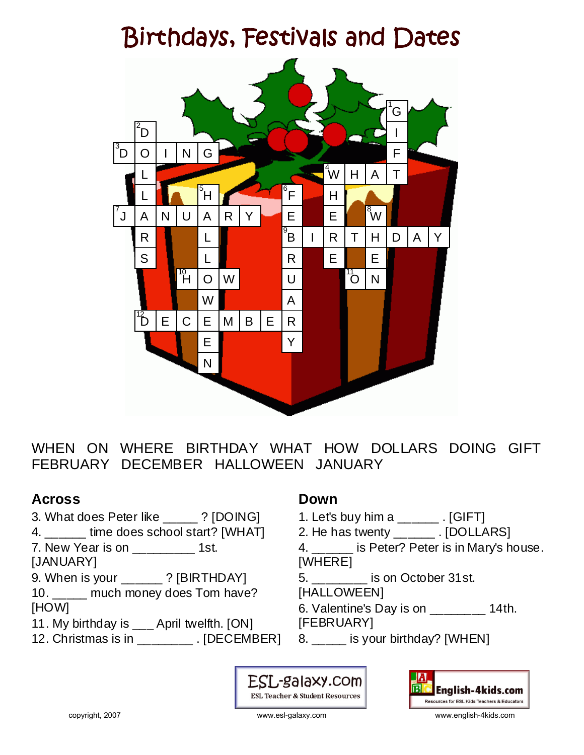# Birthdays, Festivals and Dates

WHEN ON WHERE BIRTHDAY WHAT HOW DOLLARS DOING GIFT FEBRUARY DECEMBER HALLOWEEN JANUARY

## Across

3. What does Peter like _____ ? [DOING]
4. ______ time does school start? [WHAT]
7. New Year is on _________ 1st. [JANUARY]
9. When is your ______ ? [BIRTHDAY]
10. _____ much money does Tom have? [HOW]
11. My birthday is ___ April twelfth. [ON]
12. Christmas is in ________ . [DECEMBER]

## Down

1. Let's buy him a ______ . [GIFT]
2. He has twenty ______ . [DOLLARS]
4. ______ is Peter? Peter is in Mary's house. [WHERE]
5. ________ is on October 31st. [HALLOWEEN]
6. Valentine's Day is on ________ 14th. [FEBRUARY]
8. _____ is your birthday? [WHEN]

ESL-galaxy.com ESL Teacher & Student Resources

English-4kids.com Resources for ESL Kids Teachers & Educators

copyright, 2007 www.esl-galaxy.com www.english-4kids.com